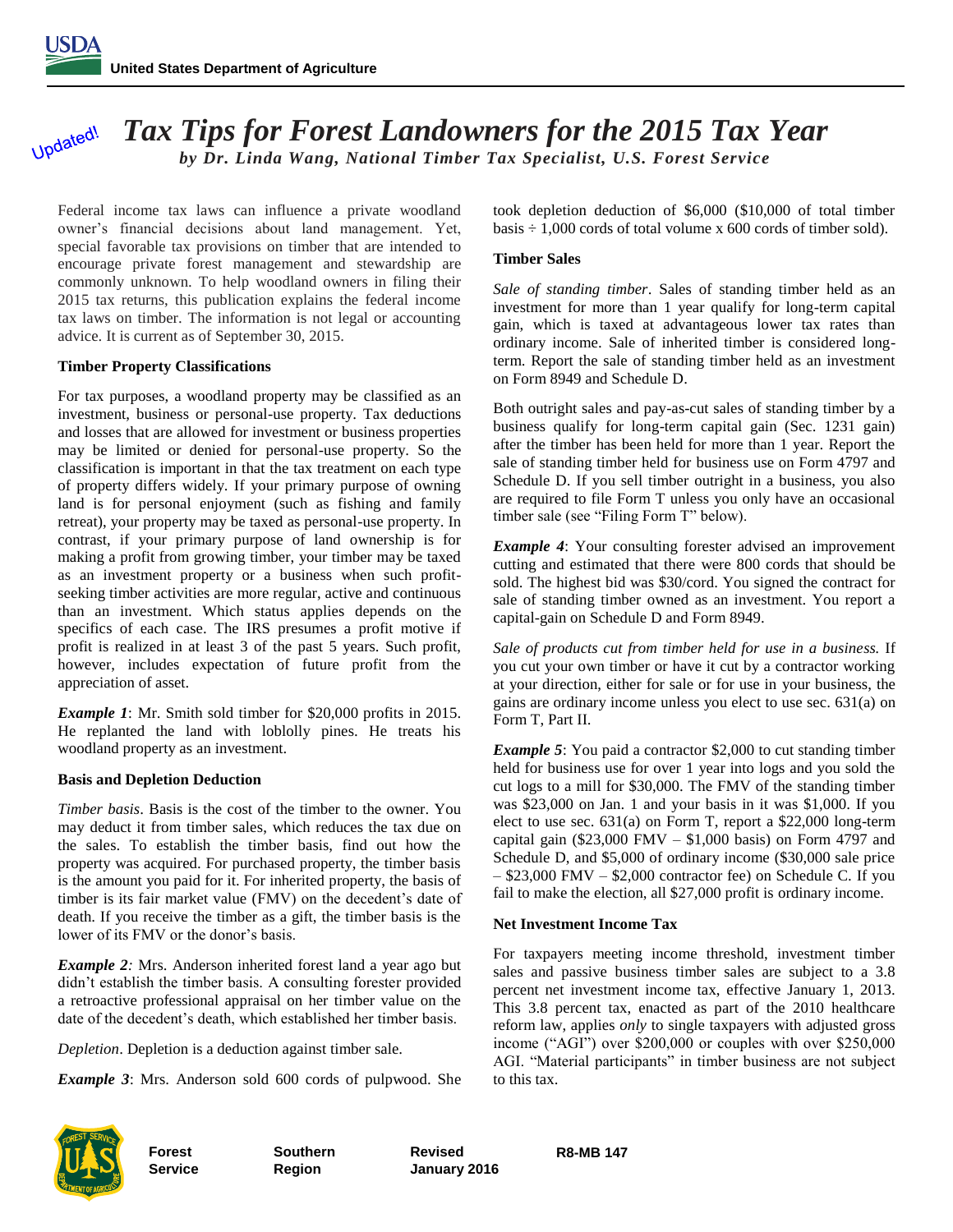United States Department of Agriculture

Updated!

# *Tax Tips for Forest Landowners for the 2015 Tax Year*

***by Dr. Linda Wang, National Timber Tax Specialist, U.S. Forest Service***

Federal income tax laws can influence a private woodland owner's financial decisions about land management. Yet, special favorable tax provisions on timber that are intended to encourage private forest management and stewardship are commonly unknown. To help woodland owners in filing their 2015 tax returns, this publication explains the federal income tax laws on timber. The information is not legal or accounting advice. It is current as of September 30, 2015.

## Timber Property Classifications

For tax purposes, a woodland property may be classified as an investment, business or personal-use property. Tax deductions and losses that are allowed for investment or business properties may be limited or denied for personal-use property. So the classification is important in that the tax treatment on each type of property differs widely. If your primary purpose of owning land is for personal enjoyment (such as fishing and family retreat), your property may be taxed as personal-use property. In contrast, if your primary purpose of land ownership is for making a profit from growing timber, your timber may be taxed as an investment property or a business when such profit-seeking timber activities are more regular, active and continuous than an investment. Which status applies depends on the specifics of each case. The IRS presumes a profit motive if profit is realized in at least 3 of the past 5 years. Such profit, however, includes expectation of future profit from the appreciation of asset.

***Example 1***: Mr. Smith sold timber for $20,000 profits in 2015. He replanted the land with loblolly pines. He treats his woodland property as an investment.

## Basis and Depletion Deduction

*Timber basis*. Basis is the cost of the timber to the owner. You may deduct it from timber sales, which reduces the tax due on the sales. To establish the timber basis, find out how the property was acquired. For purchased property, the timber basis is the amount you paid for it. For inherited property, the basis of timber is its fair market value (FMV) on the decedent's date of death. If you receive the timber as a gift, the timber basis is the lower of its FMV or the donor's basis.

***Example 2:*** Mrs. Anderson inherited forest land a year ago but didn't establish the timber basis. A consulting forester provided a retroactive professional appraisal on her timber value on the date of the decedent's death, which established her timber basis.

*Depletion*. Depletion is a deduction against timber sale.

***Example 3***: Mrs. Anderson sold 600 cords of pulpwood. She took depletion deduction of $6,000 ($10,000 of total timber basis ÷ 1,000 cords of total volume x 600 cords of timber sold).

## Timber Sales

*Sale of standing timber*. Sales of standing timber held as an investment for more than 1 year qualify for long-term capital gain, which is taxed at advantageous lower tax rates than ordinary income. Sale of inherited timber is considered long-term. Report the sale of standing timber held as an investment on Form 8949 and Schedule D.

Both outright sales and pay-as-cut sales of standing timber by a business qualify for long-term capital gain (Sec. 1231 gain) after the timber has been held for more than 1 year. Report the sale of standing timber held for business use on Form 4797 and Schedule D. If you sell timber outright in a business, you also are required to file Form T unless you only have an occasional timber sale (see "Filing Form T" below).

***Example 4***: Your consulting forester advised an improvement cutting and estimated that there were 800 cords that should be sold. The highest bid was $30/cord. You signed the contract for sale of standing timber owned as an investment. You report a capital-gain on Schedule D and Form 8949.

*Sale of products cut from timber held for use in a business.* If you cut your own timber or have it cut by a contractor working at your direction, either for sale or for use in your business, the gains are ordinary income unless you elect to use sec. 631(a) on Form T, Part II.

***Example 5***: You paid a contractor $2,000 to cut standing timber held for business use for over 1 year into logs and you sold the cut logs to a mill for $30,000. The FMV of the standing timber was $23,000 on Jan. 1 and your basis in it was $1,000. If you elect to use sec. 631(a) on Form T, report a $22,000 long-term capital gain ($23,000 FMV – $1,000 basis) on Form 4797 and Schedule D, and $5,000 of ordinary income ($30,000 sale price – $23,000 FMV – $2,000 contractor fee) on Schedule C. If you fail to make the election, all $27,000 profit is ordinary income.

## Net Investment Income Tax

For taxpayers meeting income threshold, investment timber sales and passive business timber sales are subject to a 3.8 percent net investment income tax, effective January 1, 2013. This 3.8 percent tax, enacted as part of the 2010 healthcare reform law, applies *only* to single taxpayers with adjusted gross income ("AGI") over $200,000 or couples with over $250,000 AGI. "Material participants" in timber business are not subject to this tax.

**Forest Service** | **Southern Region** | **Revised January 2016** | **R8-MB 147**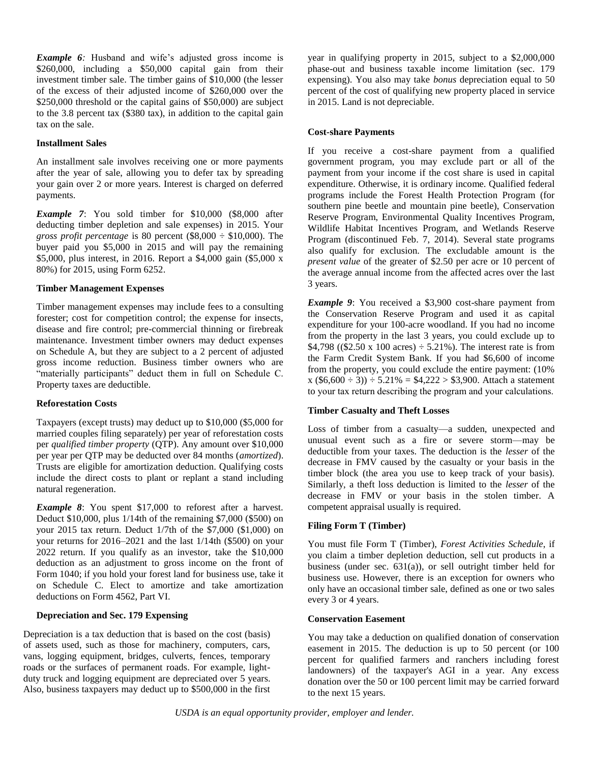***Example 6:*** Husband and wife's adjusted gross income is \$260,000, including a \$50,000 capital gain from their investment timber sale. The timber gains of \$10,000 (the lesser of the excess of their adjusted income of \$260,000 over the \$250,000 threshold or the capital gains of \$50,000) are subject to the 3.8 percent tax (\$380 tax), in addition to the capital gain tax on the sale.

**Installment Sales**

An installment sale involves receiving one or more payments after the year of sale, allowing you to defer tax by spreading your gain over 2 or more years. Interest is charged on deferred payments.

***Example 7***: You sold timber for \$10,000 (\$8,000 after deducting timber depletion and sale expenses) in 2015. Your *gross profit percentage* is 80 percent (\$8,000 ÷ \$10,000). The buyer paid you \$5,000 in 2015 and will pay the remaining \$5,000, plus interest, in 2016. Report a \$4,000 gain (\$5,000 x 80%) for 2015, using Form 6252.

**Timber Management Expenses**

Timber management expenses may include fees to a consulting forester; cost for competition control; the expense for insects, disease and fire control; pre-commercial thinning or firebreak maintenance. Investment timber owners may deduct expenses on Schedule A, but they are subject to a 2 percent of adjusted gross income reduction. Business timber owners who are "materially participants" deduct them in full on Schedule C. Property taxes are deductible.

**Reforestation Costs**

Taxpayers (except trusts) may deduct up to \$10,000 (\$5,000 for married couples filing separately) per year of reforestation costs per *qualified timber property* (QTP). Any amount over \$10,000 per year per QTP may be deducted over 84 months (*amortized*). Trusts are eligible for amortization deduction. Qualifying costs include the direct costs to plant or replant a stand including natural regeneration.

***Example 8***: You spent \$17,000 to reforest after a harvest. Deduct \$10,000, plus 1/14th of the remaining \$7,000 (\$500) on your 2015 tax return. Deduct 1/7th of the \$7,000 (\$1,000) on your returns for 2016–2021 and the last 1/14th (\$500) on your 2022 return. If you qualify as an investor, take the \$10,000 deduction as an adjustment to gross income on the front of Form 1040; if you hold your forest land for business use, take it on Schedule C. Elect to amortize and take amortization deductions on Form 4562, Part VI.

**Depreciation and Sec. 179 Expensing**

Depreciation is a tax deduction that is based on the cost (basis) of assets used, such as those for machinery, computers, cars, vans, logging equipment, bridges, culverts, fences, temporary roads or the surfaces of permanent roads. For example, light-duty truck and logging equipment are depreciated over 5 years. Also, business taxpayers may deduct up to \$500,000 in the first year in qualifying property in 2015, subject to a \$2,000,000 phase-out and business taxable income limitation (sec. 179 expensing). You also may take *bonus* depreciation equal to 50 percent of the cost of qualifying new property placed in service in 2015. Land is not depreciable.

**Cost-share Payments**

If you receive a cost-share payment from a qualified government program, you may exclude part or all of the payment from your income if the cost share is used in capital expenditure. Otherwise, it is ordinary income. Qualified federal programs include the Forest Health Protection Program (for southern pine beetle and mountain pine beetle), Conservation Reserve Program, Environmental Quality Incentives Program, Wildlife Habitat Incentives Program, and Wetlands Reserve Program (discontinued Feb. 7, 2014). Several state programs also qualify for exclusion. The excludable amount is the *present value* of the greater of \$2.50 per acre or 10 percent of the average annual income from the affected acres over the last 3 years.

***Example 9***: You received a \$3,900 cost-share payment from the Conservation Reserve Program and used it as capital expenditure for your 100-acre woodland. If you had no income from the property in the last 3 years, you could exclude up to \$4,798 ((\$2.50 x 100 acres) ÷ 5.21%). The interest rate is from the Farm Credit System Bank. If you had \$6,600 of income from the property, you could exclude the entire payment: (10% x (\$6,600 ÷ 3)) ÷ 5.21% = \$4,222 > \$3,900. Attach a statement to your tax return describing the program and your calculations.

**Timber Casualty and Theft Losses**

Loss of timber from a casualty—a sudden, unexpected and unusual event such as a fire or severe storm—may be deductible from your taxes. The deduction is the *lesser* of the decrease in FMV caused by the casualty or your basis in the timber block (the area you use to keep track of your basis). Similarly, a theft loss deduction is limited to the *lesser* of the decrease in FMV or your basis in the stolen timber. A competent appraisal usually is required.

**Filing Form T (Timber)**

You must file Form T (Timber), *Forest Activities Schedule*, if you claim a timber depletion deduction, sell cut products in a business (under sec. 631(a)), or sell outright timber held for business use. However, there is an exception for owners who only have an occasional timber sale, defined as one or two sales every 3 or 4 years.

**Conservation Easement**

You may take a deduction on qualified donation of conservation easement in 2015. The deduction is up to 50 percent (or 100 percent for qualified farmers and ranchers including forest landowners) of the taxpayer's AGI in a year. Any excess donation over the 50 or 100 percent limit may be carried forward to the next 15 years.

*USDA is an equal opportunity provider, employer and lender.*